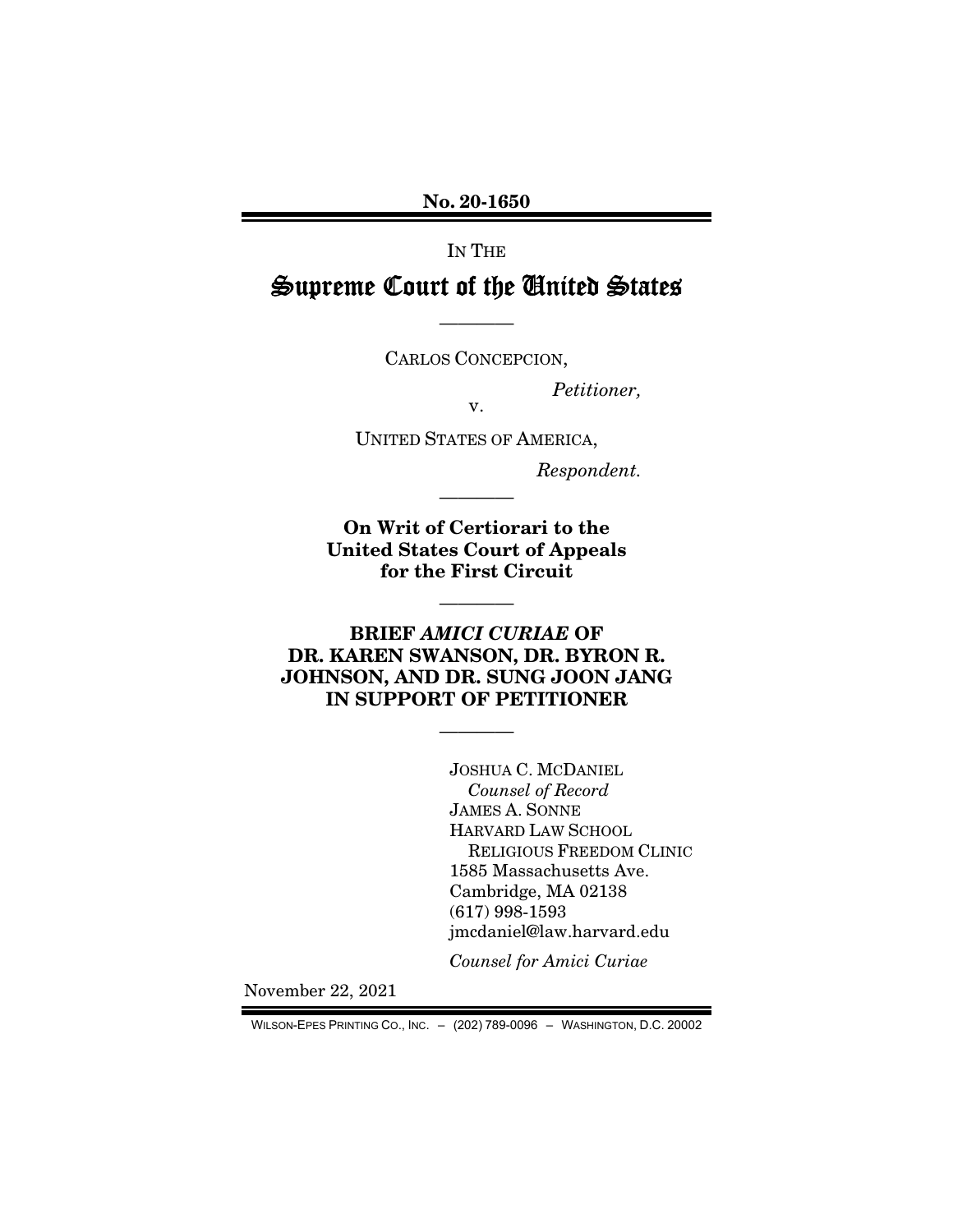**No. 20-1650**

IN THE

# Supreme Court of the United States

---

CARLOS CONCEPCION,

*Petitioner,*

v.

UNITED STATES OF AMERICA,

*Respondent.*

---

**On Writ of Certiorari to the United States Court of Appeals for the First Circuit**

---

**BRIEF *AMICI CURIAE* OF DR. KAREN SWANSON, DR. BYRON R. JOHNSON, AND DR. SUNG JOON JANG IN SUPPORT OF PETITIONER**

---

JOSHUA C. MCDANIEL
*Counsel of Record*
JAMES A. SONNE
HARVARD LAW SCHOOL
RELIGIOUS FREEDOM CLINIC
1585 Massachusetts Ave.
Cambridge, MA 02138
(617) 998-1593
jmcdaniel@law.harvard.edu

*Counsel for Amici Curiae*

November 22, 2021

WILSON-EPES PRINTING CO., INC. – (202) 789-0096 – WASHINGTON, D.C. 20002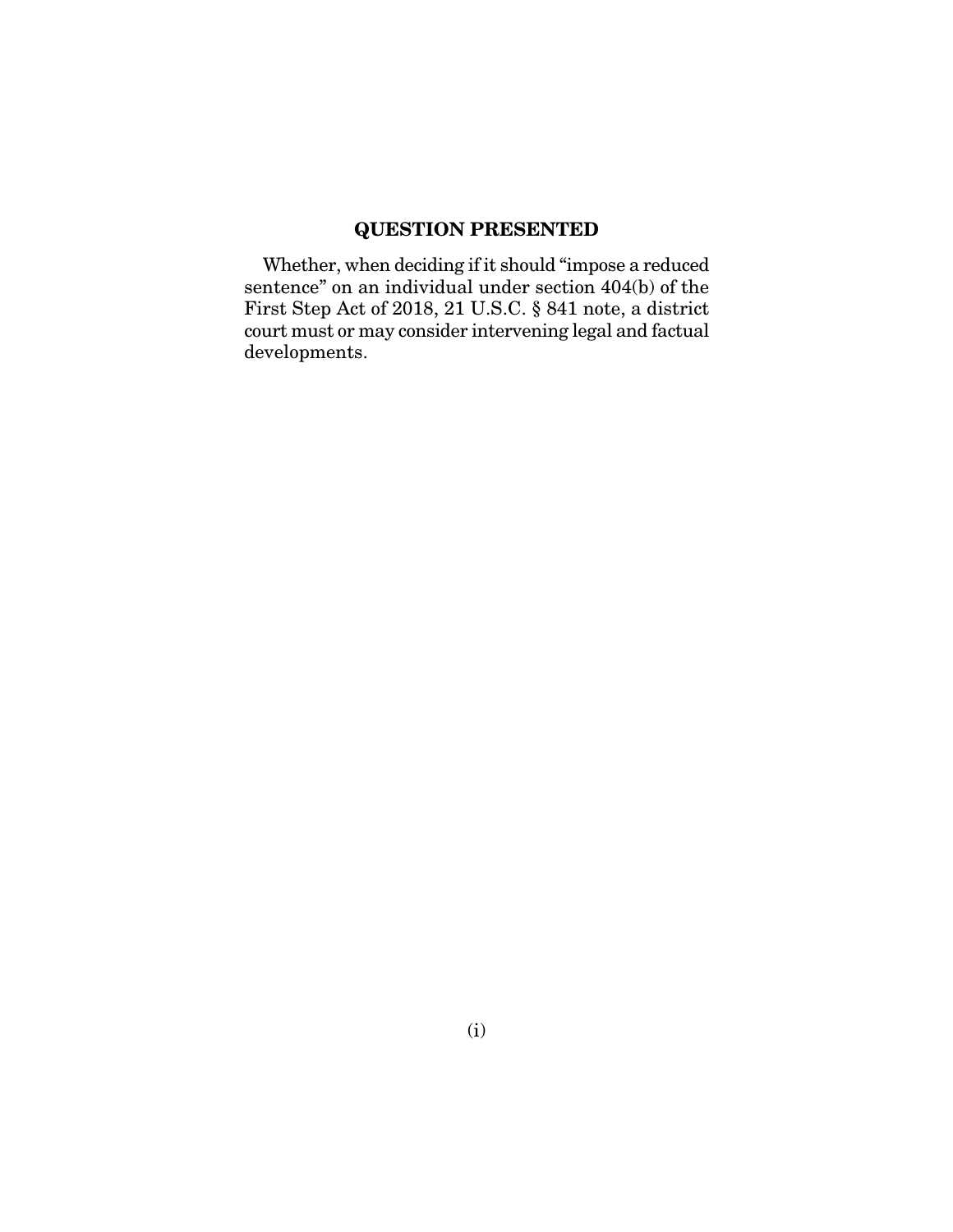## QUESTION PRESENTED

Whether, when deciding if it should "impose a reduced sentence" on an individual under section 404(b) of the First Step Act of 2018, 21 U.S.C. § 841 note, a district court must or may consider intervening legal and factual developments.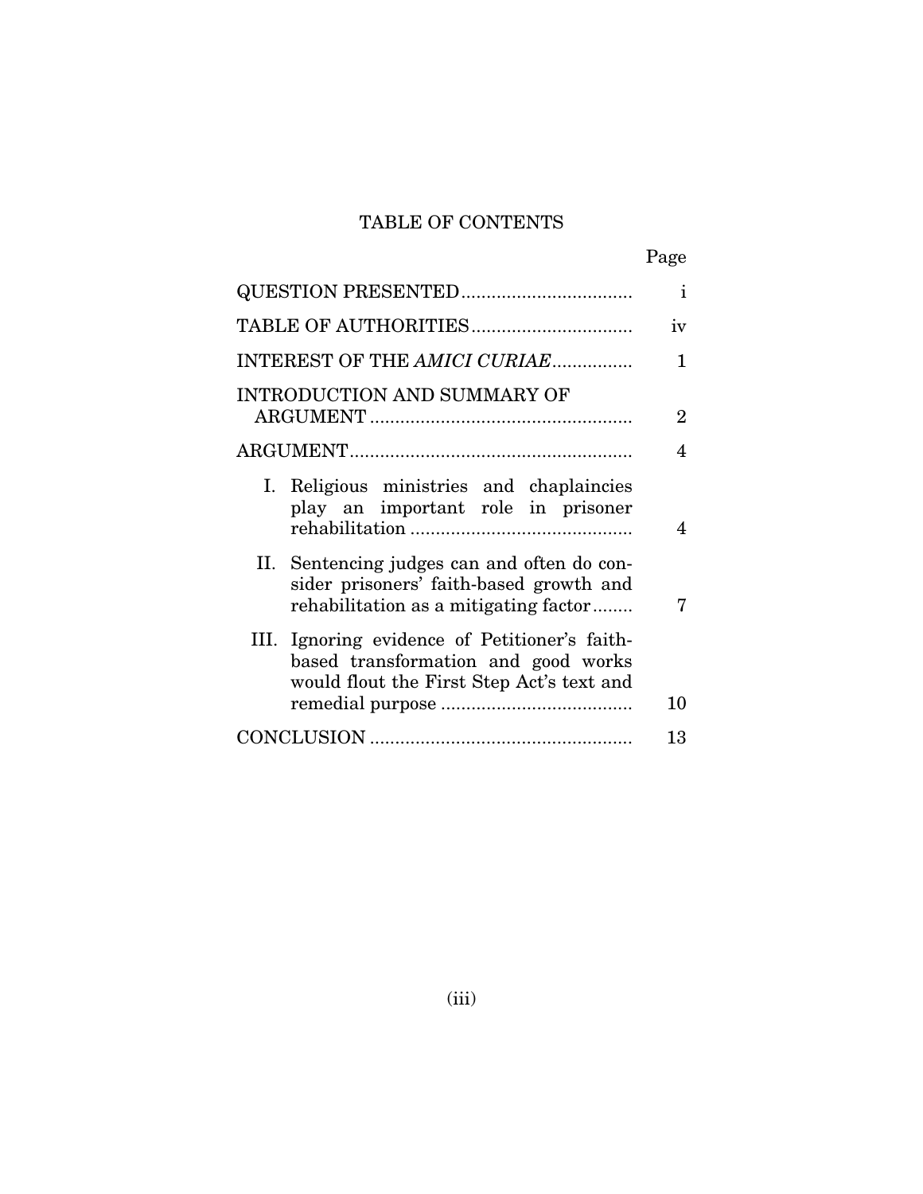## TABLE OF CONTENTS

| | Page |
|---|---|
| QUESTION PRESENTED | i |
| TABLE OF AUTHORITIES | iv |
| INTEREST OF THE *AMICI CURIAE* | 1 |
| INTRODUCTION AND SUMMARY OF ARGUMENT | 2 |
| ARGUMENT | 4 |
| I. Religious ministries and chaplaincies play an important role in prisoner rehabilitation | 4 |
| II. Sentencing judges can and often do consider prisoners' faith-based growth and rehabilitation as a mitigating factor | 7 |
| III. Ignoring evidence of Petitioner's faith-based transformation and good works would flout the First Step Act's text and remedial purpose | 10 |
| CONCLUSION | 13 |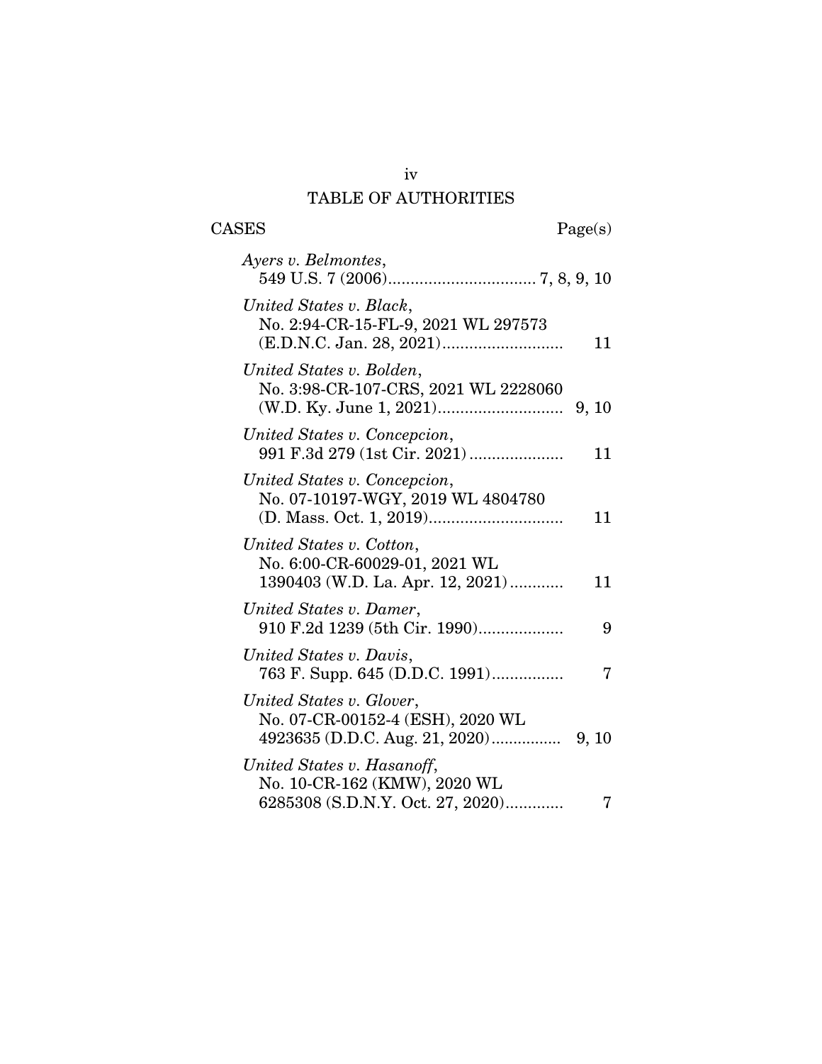# TABLE OF AUTHORITIES

CASES Page(s)

*Ayers v. Belmontes*,
549 U.S. 7 (2006)................................ 7, 8, 9, 10

*United States v. Black*,
No. 2:94-CR-15-FL-9, 2021 WL 297573
(E.D.N.C. Jan. 28, 2021).......................... 11

*United States v. Bolden*,
No. 3:98-CR-107-CRS, 2021 WL 2228060
(W.D. Ky. June 1, 2021)........................... 9, 10

*United States v. Concepcion*,
991 F.3d 279 (1st Cir. 2021)..................... 11

*United States v. Concepcion*,
No. 07-10197-WGY, 2019 WL 4804780
(D. Mass. Oct. 1, 2019)............................. 11

*United States v. Cotton*,
No. 6:00-CR-60029-01, 2021 WL
1390403 (W.D. La. Apr. 12, 2021)............ 11

*United States v. Damer*,
910 F.2d 1239 (5th Cir. 1990).................. 9

*United States v. Davis*,
763 F. Supp. 645 (D.D.C. 1991)................ 7

*United States v. Glover*,
No. 07-CR-00152-4 (ESH), 2020 WL
4923635 (D.D.C. Aug. 21, 2020)................ 9, 10

*United States v. Hasanoff*,
No. 10-CR-162 (KMW), 2020 WL
6285308 (S.D.N.Y. Oct. 27, 2020)............ 7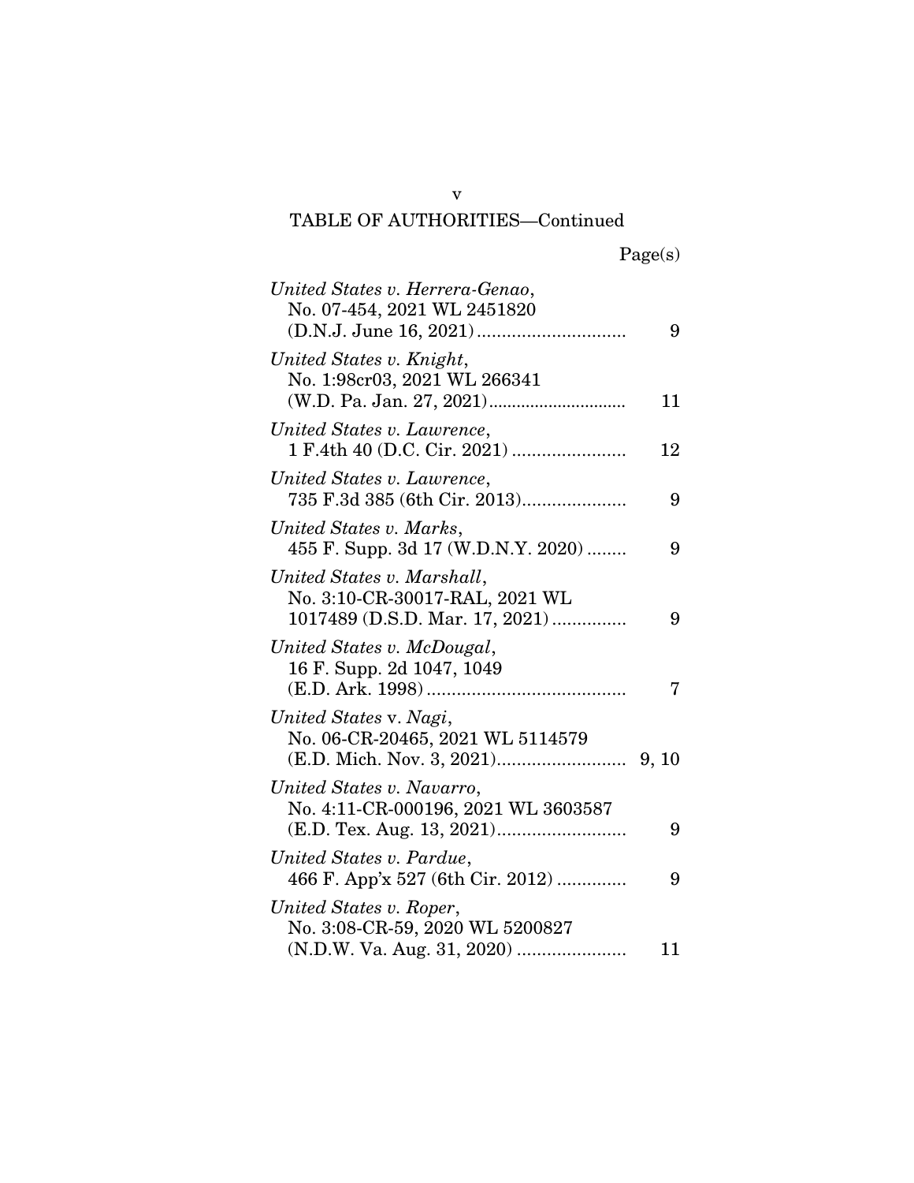TABLE OF AUTHORITIES—Continued

| | Page(s) |
|---|---|
| *United States v. Herrera-Genao*, No. 07-454, 2021 WL 2451820 (D.N.J. June 16, 2021) | 9 |
| *United States v. Knight*, No. 1:98cr03, 2021 WL 266341 (W.D. Pa. Jan. 27, 2021) | 11 |
| *United States v. Lawrence*, 1 F.4th 40 (D.C. Cir. 2021) | 12 |
| *United States v. Lawrence*, 735 F.3d 385 (6th Cir. 2013) | 9 |
| *United States v. Marks*, 455 F. Supp. 3d 17 (W.D.N.Y. 2020) | 9 |
| *United States v. Marshall*, No. 3:10-CR-30017-RAL, 2021 WL 1017489 (D.S.D. Mar. 17, 2021) | 9 |
| *United States v. McDougal*, 16 F. Supp. 2d 1047, 1049 (E.D. Ark. 1998) | 7 |
| *United States* v. *Nagi*, No. 06-CR-20465, 2021 WL 5114579 (E.D. Mich. Nov. 3, 2021) | 9, 10 |
| *United States v. Navarro*, No. 4:11-CR-000196, 2021 WL 3603587 (E.D. Tex. Aug. 13, 2021) | 9 |
| *United States v. Pardue*, 466 F. App'x 527 (6th Cir. 2012) | 9 |
| *United States v. Roper*, No. 3:08-CR-59, 2020 WL 5200827 (N.D.W. Va. Aug. 31, 2020) | 11 |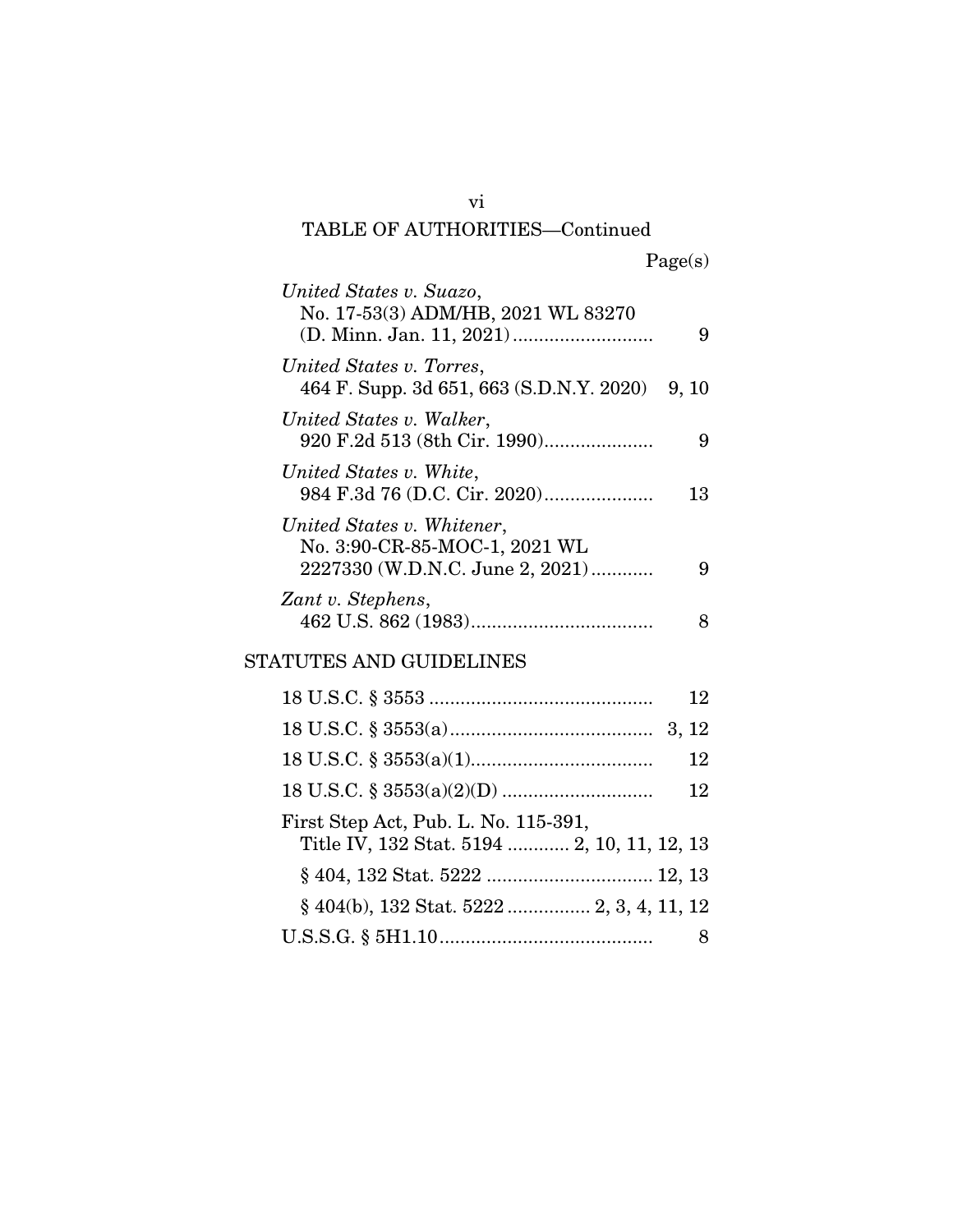TABLE OF AUTHORITIES—Continued

Page(s)

*United States v. Suazo*,
No. 17-53(3) ADM/HB, 2021 WL 83270 (D. Minn. Jan. 11, 2021) .......... 9

*United States v. Torres*,
464 F. Supp. 3d 651, 663 (S.D.N.Y. 2020) 9, 10

*United States v. Walker*,
920 F.2d 513 (8th Cir. 1990) .......... 9

*United States v. White*,
984 F.3d 76 (D.C. Cir. 2020) .......... 13

*United States v. Whitener*,
No. 3:90-CR-85-MOC-1, 2021 WL 2227330 (W.D.N.C. June 2, 2021) .......... 9

*Zant v. Stephens*,
462 U.S. 862 (1983) .......... 8

STATUTES AND GUIDELINES

18 U.S.C. § 3553 .......... 12

18 U.S.C. § 3553(a) .......... 3, 12

18 U.S.C. § 3553(a)(1) .......... 12

18 U.S.C. § 3553(a)(2)(D) .......... 12

First Step Act, Pub. L. No. 115-391,
Title IV, 132 Stat. 5194 .......... 2, 10, 11, 12, 13

§ 404, 132 Stat. 5222 .......... 12, 13

§ 404(b), 132 Stat. 5222 .......... 2, 3, 4, 11, 12

U.S.S.G. § 5H1.10 .......... 8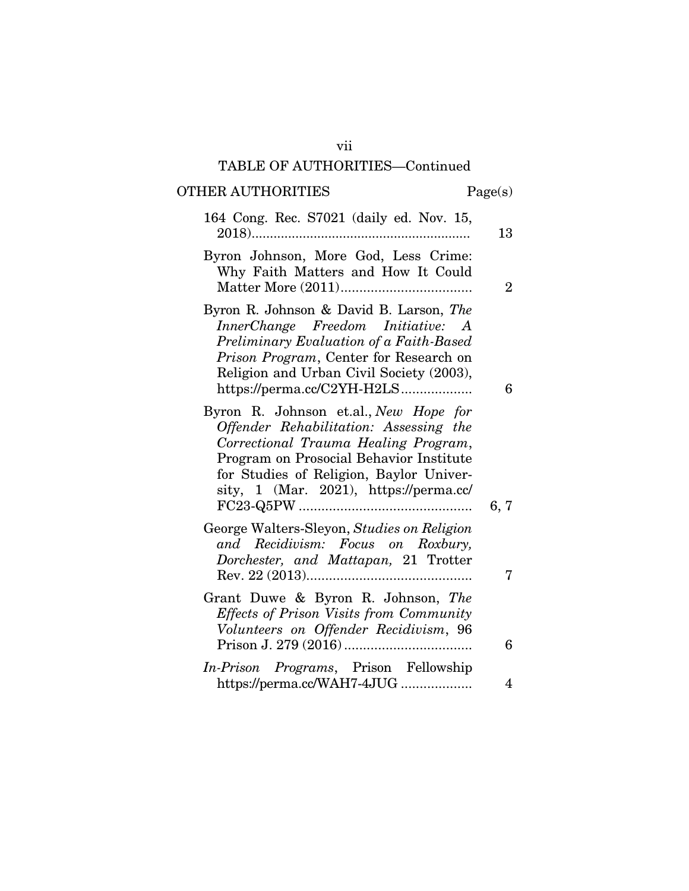# TABLE OF AUTHORITIES—Continued

| OTHER AUTHORITIES | Page(s) |
|---|---|
| 164 Cong. Rec. S7021 (daily ed. Nov. 15, 2018) | 13 |
| Byron Johnson, More God, Less Crime: Why Faith Matters and How It Could Matter More (2011) | 2 |
| Byron R. Johnson & David B. Larson, *The InnerChange Freedom Initiative: A Preliminary Evaluation of a Faith-Based Prison Program*, Center for Research on Religion and Urban Civil Society (2003), https://perma.cc/C2YH-H2LS | 6 |
| Byron R. Johnson et.al., *New Hope for Offender Rehabilitation: Assessing the Correctional Trauma Healing Program*, Program on Prosocial Behavior Institute for Studies of Religion, Baylor University, 1 (Mar. 2021), https://perma.cc/FC23-Q5PW | 6, 7 |
| George Walters-Sleyon, *Studies on Religion and Recidivism: Focus on Roxbury, Dorchester, and Mattapan,* 21 Trotter Rev. 22 (2013) | 7 |
| Grant Duwe & Byron R. Johnson, *The Effects of Prison Visits from Community Volunteers on Offender Recidivism*, 96 Prison J. 279 (2016) | 6 |
| *In-Prison Programs*, Prison Fellowship https://perma.cc/WAH7-4JUG | 4 |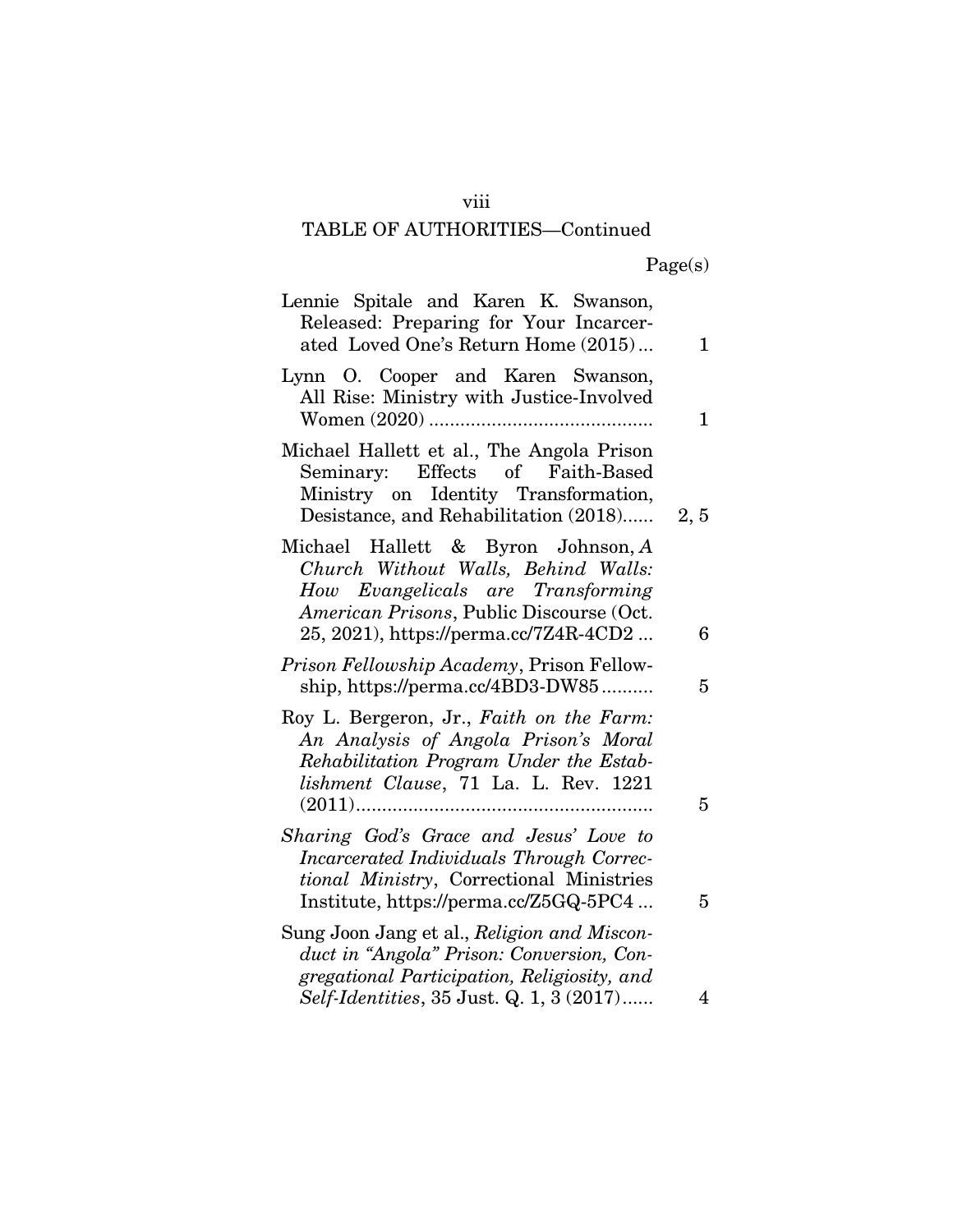TABLE OF AUTHORITIES—Continued

| | Page(s) |
|---|---|
| Lennie Spitale and Karen K. Swanson, Released: Preparing for Your Incarcerated Loved One's Return Home (2015) | 1 |
| Lynn O. Cooper and Karen Swanson, All Rise: Ministry with Justice-Involved Women (2020) | 1 |
| Michael Hallett et al., The Angola Prison Seminary: Effects of Faith-Based Ministry on Identity Transformation, Desistance, and Rehabilitation (2018) | 2, 5 |
| Michael Hallett & Byron Johnson, *A Church Without Walls, Behind Walls: How Evangelicals are Transforming American Prisons*, Public Discourse (Oct. 25, 2021), https://perma.cc/7Z4R-4CD2 | 6 |
| *Prison Fellowship Academy*, Prison Fellowship, https://perma.cc/4BD3-DW85 | 5 |
| Roy L. Bergeron, Jr., *Faith on the Farm: An Analysis of Angola Prison's Moral Rehabilitation Program Under the Establishment Clause*, 71 La. L. Rev. 1221 (2011) | 5 |
| *Sharing God's Grace and Jesus' Love to Incarcerated Individuals Through Correctional Ministry*, Correctional Ministries Institute, https://perma.cc/Z5GQ-5PC4 | 5 |
| Sung Joon Jang et al., *Religion and Misconduct in "Angola" Prison: Conversion, Congregational Participation, Religiosity, and Self-Identities*, 35 Just. Q. 1, 3 (2017) | 4 |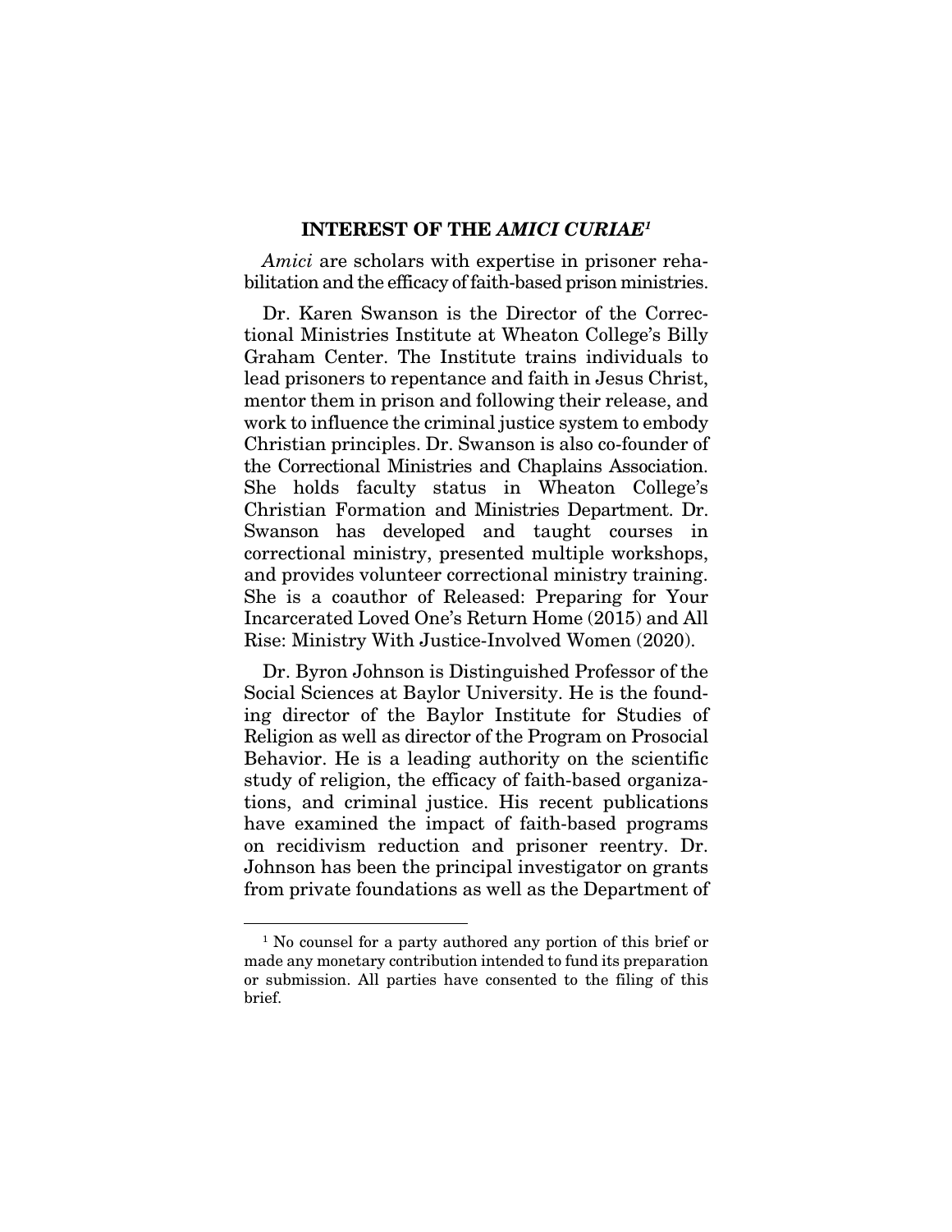## INTEREST OF THE *AMICI CURIAE*[1]

*Amici* are scholars with expertise in prisoner rehabilitation and the efficacy of faith-based prison ministries.

Dr. Karen Swanson is the Director of the Correctional Ministries Institute at Wheaton College's Billy Graham Center. The Institute trains individuals to lead prisoners to repentance and faith in Jesus Christ, mentor them in prison and following their release, and work to influence the criminal justice system to embody Christian principles. Dr. Swanson is also co-founder of the Correctional Ministries and Chaplains Association. She holds faculty status in Wheaton College's Christian Formation and Ministries Department. Dr. Swanson has developed and taught courses in correctional ministry, presented multiple workshops, and provides volunteer correctional ministry training. She is a coauthor of Released: Preparing for Your Incarcerated Loved One's Return Home (2015) and All Rise: Ministry With Justice-Involved Women (2020).

Dr. Byron Johnson is Distinguished Professor of the Social Sciences at Baylor University. He is the founding director of the Baylor Institute for Studies of Religion as well as director of the Program on Prosocial Behavior. He is a leading authority on the scientific study of religion, the efficacy of faith-based organizations, and criminal justice. His recent publications have examined the impact of faith-based programs on recidivism reduction and prisoner reentry. Dr. Johnson has been the principal investigator on grants from private foundations as well as the Department of

[1] No counsel for a party authored any portion of this brief or made any monetary contribution intended to fund its preparation or submission. All parties have consented to the filing of this brief.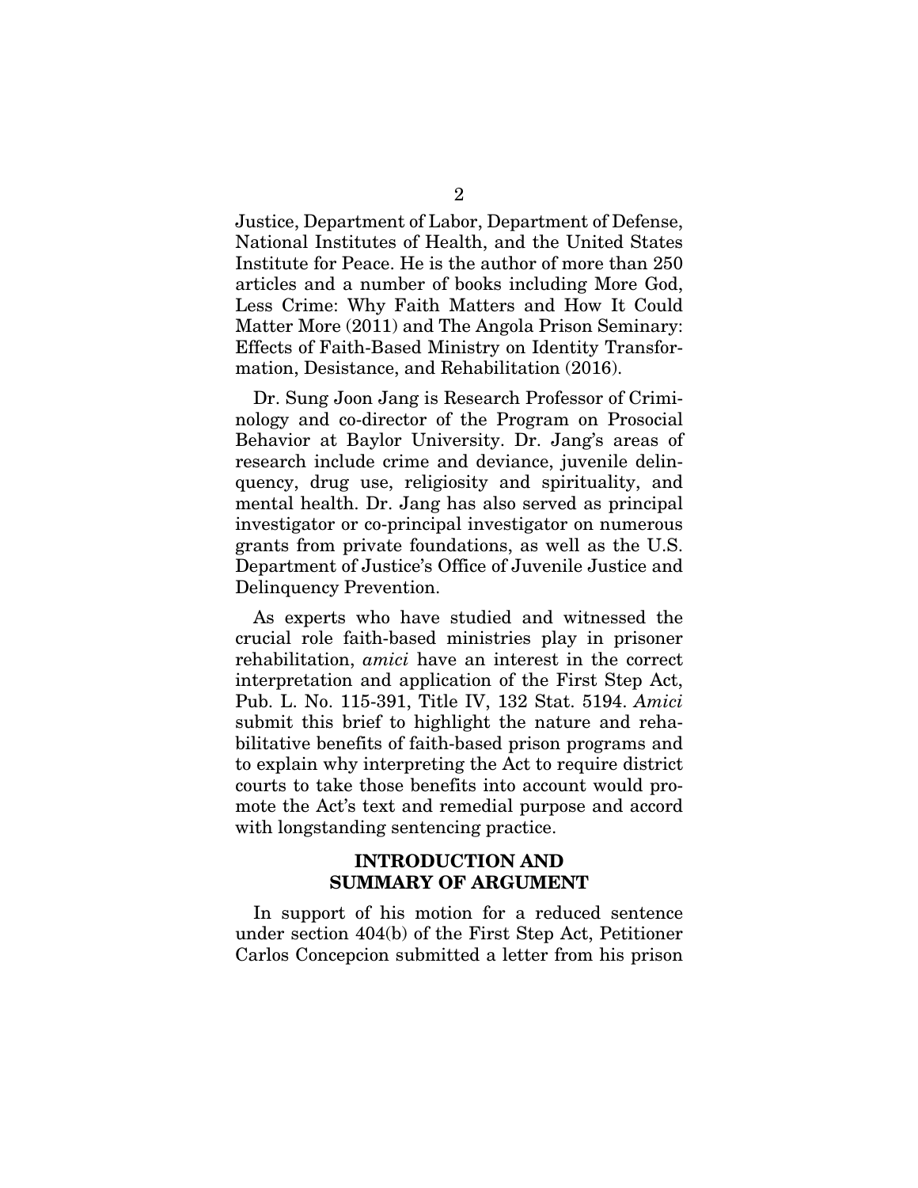Justice, Department of Labor, Department of Defense, National Institutes of Health, and the United States Institute for Peace. He is the author of more than 250 articles and a number of books including More God, Less Crime: Why Faith Matters and How It Could Matter More (2011) and The Angola Prison Seminary: Effects of Faith-Based Ministry on Identity Transformation, Desistance, and Rehabilitation (2016).

Dr. Sung Joon Jang is Research Professor of Criminology and co-director of the Program on Prosocial Behavior at Baylor University. Dr. Jang's areas of research include crime and deviance, juvenile delinquency, drug use, religiosity and spirituality, and mental health. Dr. Jang has also served as principal investigator or co-principal investigator on numerous grants from private foundations, as well as the U.S. Department of Justice's Office of Juvenile Justice and Delinquency Prevention.

As experts who have studied and witnessed the crucial role faith-based ministries play in prisoner rehabilitation, *amici* have an interest in the correct interpretation and application of the First Step Act, Pub. L. No. 115-391, Title IV, 132 Stat. 5194. *Amici* submit this brief to highlight the nature and rehabilitative benefits of faith-based prison programs and to explain why interpreting the Act to require district courts to take those benefits into account would promote the Act's text and remedial purpose and accord with longstanding sentencing practice.

## INTRODUCTION AND SUMMARY OF ARGUMENT

In support of his motion for a reduced sentence under section 404(b) of the First Step Act, Petitioner Carlos Concepcion submitted a letter from his prison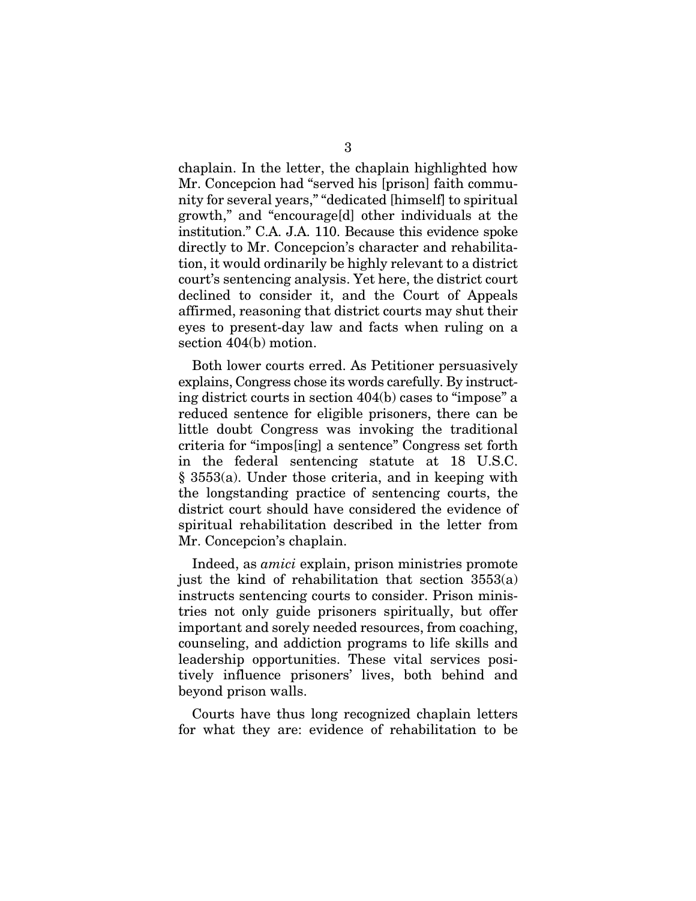chaplain. In the letter, the chaplain highlighted how Mr. Concepcion had "served his [prison] faith community for several years," "dedicated [himself] to spiritual growth," and "encourage[d] other individuals at the institution." C.A. J.A. 110. Because this evidence spoke directly to Mr. Concepcion's character and rehabilitation, it would ordinarily be highly relevant to a district court's sentencing analysis. Yet here, the district court declined to consider it, and the Court of Appeals affirmed, reasoning that district courts may shut their eyes to present-day law and facts when ruling on a section 404(b) motion.

Both lower courts erred. As Petitioner persuasively explains, Congress chose its words carefully. By instructing district courts in section 404(b) cases to "impose" a reduced sentence for eligible prisoners, there can be little doubt Congress was invoking the traditional criteria for "impos[ing] a sentence" Congress set forth in the federal sentencing statute at 18 U.S.C. § 3553(a). Under those criteria, and in keeping with the longstanding practice of sentencing courts, the district court should have considered the evidence of spiritual rehabilitation described in the letter from Mr. Concepcion's chaplain.

Indeed, as *amici* explain, prison ministries promote just the kind of rehabilitation that section 3553(a) instructs sentencing courts to consider. Prison ministries not only guide prisoners spiritually, but offer important and sorely needed resources, from coaching, counseling, and addiction programs to life skills and leadership opportunities. These vital services positively influence prisoners' lives, both behind and beyond prison walls.

Courts have thus long recognized chaplain letters for what they are: evidence of rehabilitation to be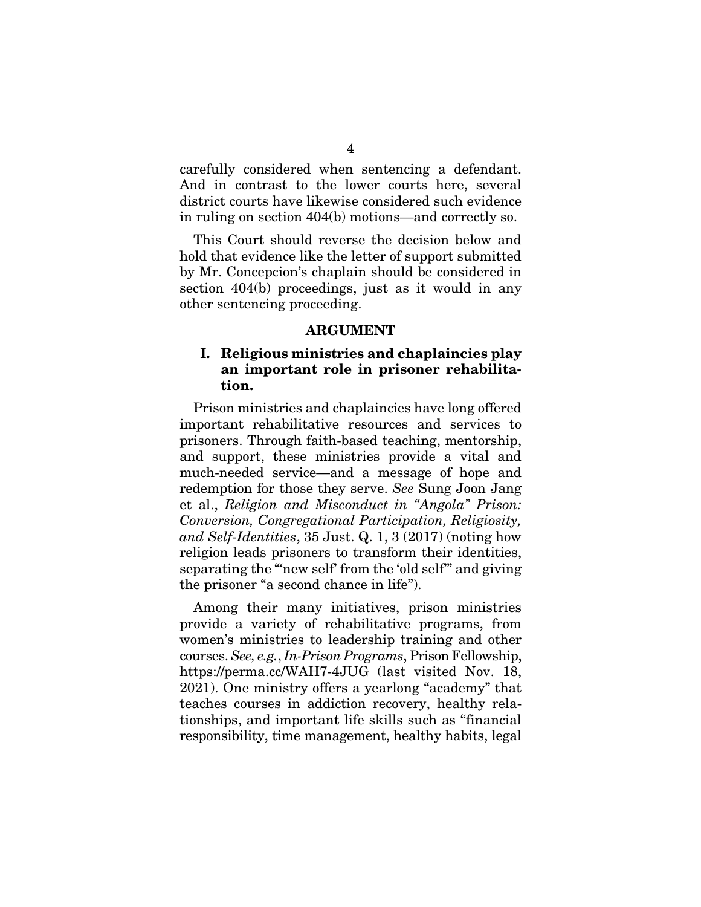carefully considered when sentencing a defendant. And in contrast to the lower courts here, several district courts have likewise considered such evidence in ruling on section 404(b) motions—and correctly so.

This Court should reverse the decision below and hold that evidence like the letter of support submitted by Mr. Concepcion's chaplain should be considered in section 404(b) proceedings, just as it would in any other sentencing proceeding.

## ARGUMENT

### I. Religious ministries and chaplaincies play an important role in prisoner rehabilitation.

Prison ministries and chaplaincies have long offered important rehabilitative resources and services to prisoners. Through faith-based teaching, mentorship, and support, these ministries provide a vital and much-needed service—and a message of hope and redemption for those they serve. *See* Sung Joon Jang et al., *Religion and Misconduct in "Angola" Prison: Conversion, Congregational Participation, Religiosity, and Self-Identities*, 35 Just. Q. 1, 3 (2017) (noting how religion leads prisoners to transform their identities, separating the "'new self' from the 'old self'" and giving the prisoner "a second chance in life").

Among their many initiatives, prison ministries provide a variety of rehabilitative programs, from women's ministries to leadership training and other courses. *See, e.g.*, *In-Prison Programs*, Prison Fellowship, https://perma.cc/WAH7-4JUG (last visited Nov. 18, 2021). One ministry offers a yearlong "academy" that teaches courses in addiction recovery, healthy relationships, and important life skills such as "financial responsibility, time management, healthy habits, legal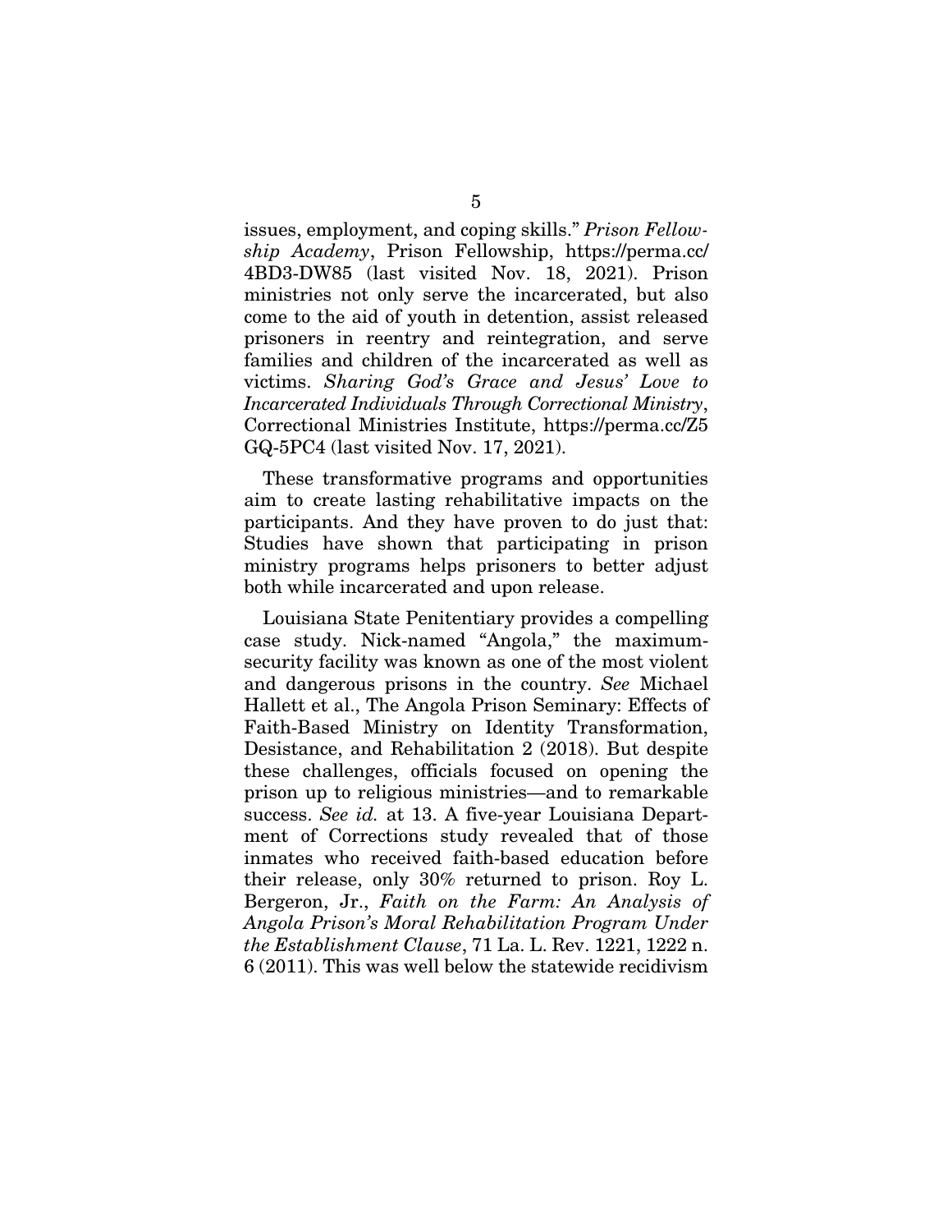issues, employment, and coping skills." *Prison Fellowship Academy*, Prison Fellowship, https://perma.cc/4BD3-DW85 (last visited Nov. 18, 2021). Prison ministries not only serve the incarcerated, but also come to the aid of youth in detention, assist released prisoners in reentry and reintegration, and serve families and children of the incarcerated as well as victims. *Sharing God's Grace and Jesus' Love to Incarcerated Individuals Through Correctional Ministry*, Correctional Ministries Institute, https://perma.cc/Z5GQ-5PC4 (last visited Nov. 17, 2021).

These transformative programs and opportunities aim to create lasting rehabilitative impacts on the participants. And they have proven to do just that: Studies have shown that participating in prison ministry programs helps prisoners to better adjust both while incarcerated and upon release.

Louisiana State Penitentiary provides a compelling case study. Nick-named "Angola," the maximum-security facility was known as one of the most violent and dangerous prisons in the country. *See* Michael Hallett et al., The Angola Prison Seminary: Effects of Faith-Based Ministry on Identity Transformation, Desistance, and Rehabilitation 2 (2018). But despite these challenges, officials focused on opening the prison up to religious ministries—and to remarkable success. *See id.* at 13. A five-year Louisiana Department of Corrections study revealed that of those inmates who received faith-based education before their release, only 30% returned to prison. Roy L. Bergeron, Jr., *Faith on the Farm: An Analysis of Angola Prison's Moral Rehabilitation Program Under the Establishment Clause*, 71 La. L. Rev. 1221, 1222 n. 6 (2011). This was well below the statewide recidivism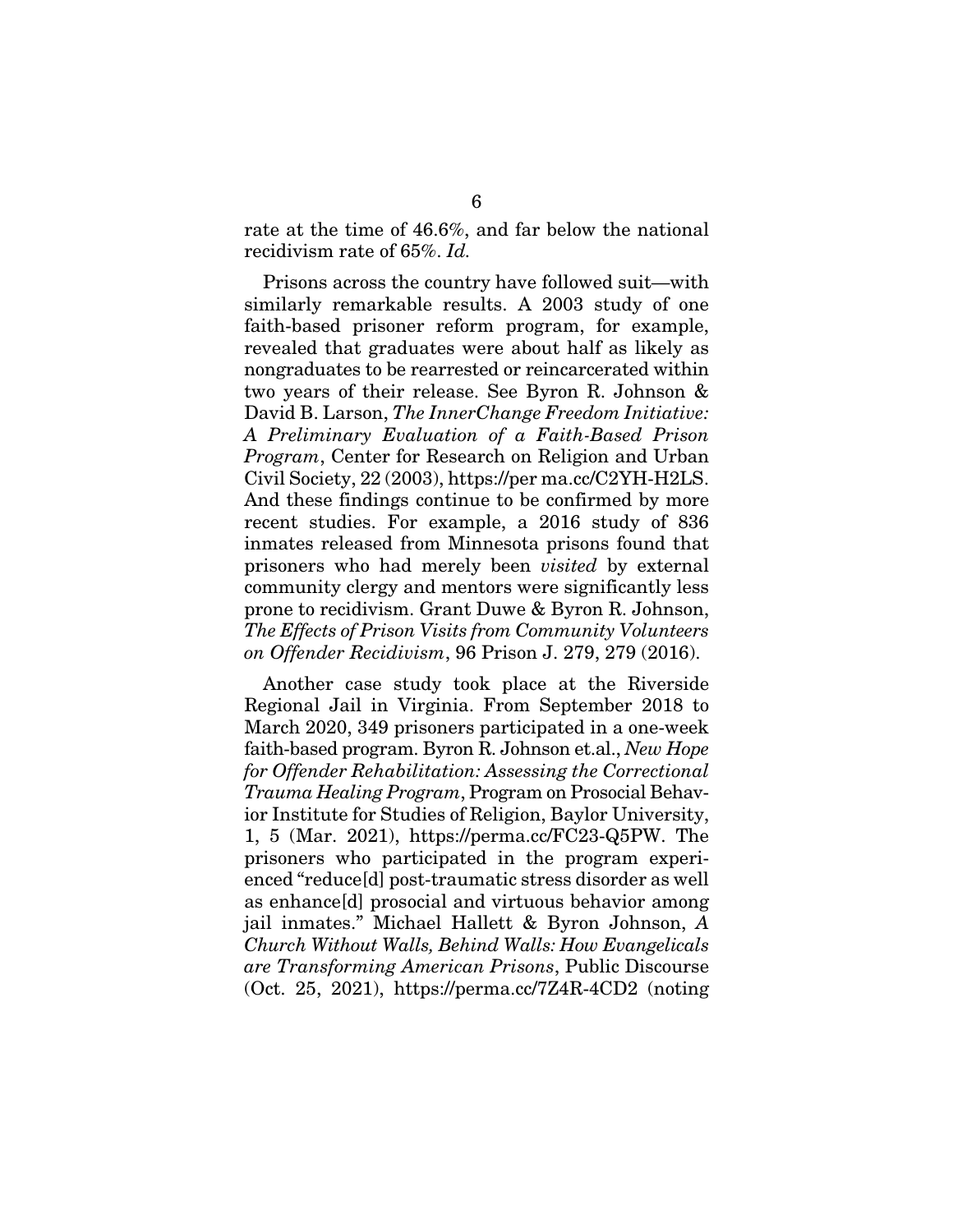rate at the time of 46.6%, and far below the national recidivism rate of 65%. *Id.*

Prisons across the country have followed suit—with similarly remarkable results. A 2003 study of one faith-based prisoner reform program, for example, revealed that graduates were about half as likely as nongraduates to be rearrested or reincarcerated within two years of their release. See Byron R. Johnson & David B. Larson, *The InnerChange Freedom Initiative: A Preliminary Evaluation of a Faith-Based Prison Program*, Center for Research on Religion and Urban Civil Society, 22 (2003), https://per ma.cc/C2YH-H2LS. And these findings continue to be confirmed by more recent studies. For example, a 2016 study of 836 inmates released from Minnesota prisons found that prisoners who had merely been *visited* by external community clergy and mentors were significantly less prone to recidivism. Grant Duwe & Byron R. Johnson, *The Effects of Prison Visits from Community Volunteers on Offender Recidivism*, 96 Prison J. 279, 279 (2016).

Another case study took place at the Riverside Regional Jail in Virginia. From September 2018 to March 2020, 349 prisoners participated in a one-week faith-based program. Byron R. Johnson et.al., *New Hope for Offender Rehabilitation: Assessing the Correctional Trauma Healing Program*, Program on Prosocial Behavior Institute for Studies of Religion, Baylor University, 1, 5 (Mar. 2021), https://perma.cc/FC23-Q5PW. The prisoners who participated in the program experienced "reduce[d] post-traumatic stress disorder as well as enhance[d] prosocial and virtuous behavior among jail inmates." Michael Hallett & Byron Johnson, *A Church Without Walls, Behind Walls: How Evangelicals are Transforming American Prisons*, Public Discourse (Oct. 25, 2021), https://perma.cc/7Z4R-4CD2 (noting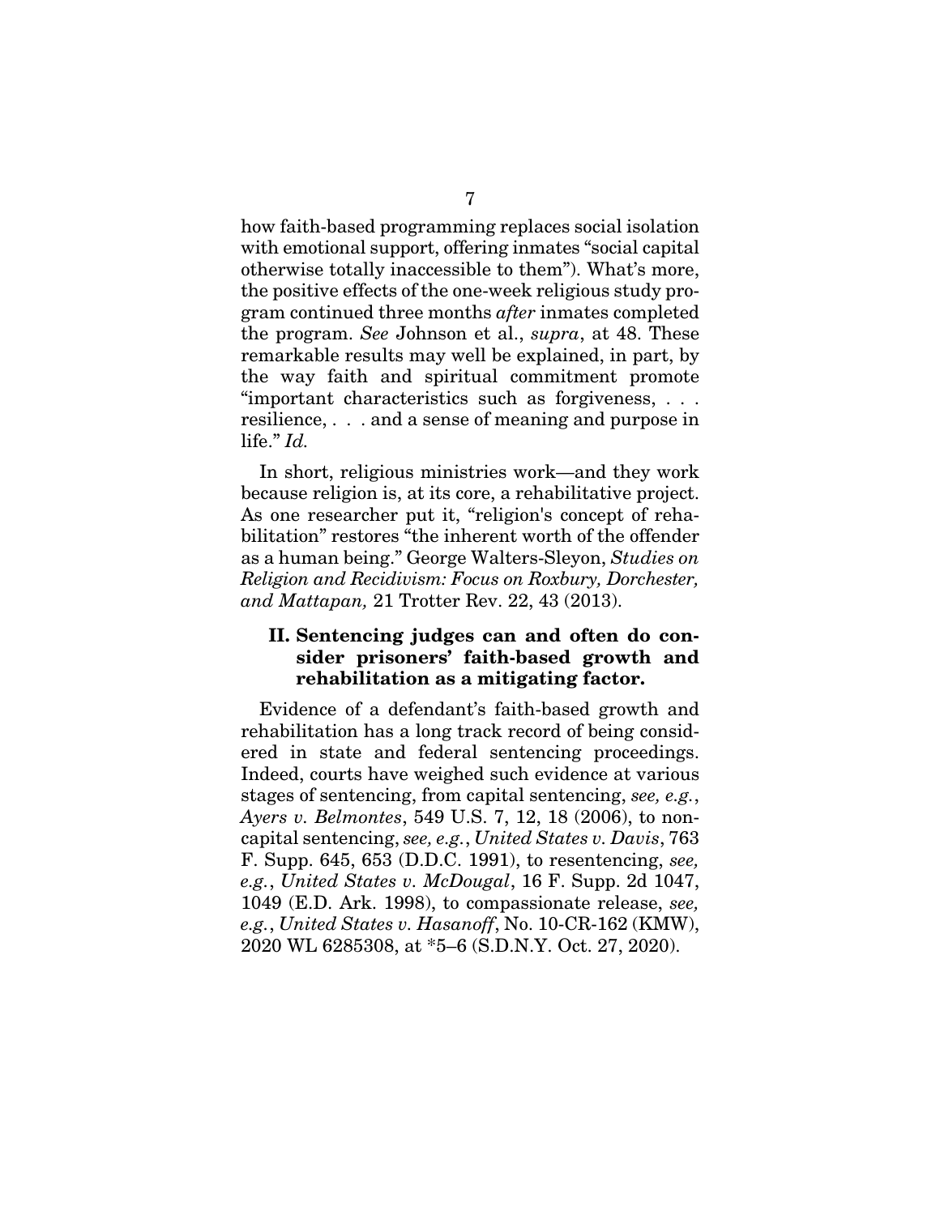how faith-based programming replaces social isolation with emotional support, offering inmates "social capital otherwise totally inaccessible to them"). What's more, the positive effects of the one-week religious study program continued three months *after* inmates completed the program. *See* Johnson et al., *supra*, at 48. These remarkable results may well be explained, in part, by the way faith and spiritual commitment promote "important characteristics such as forgiveness, . . . resilience, . . . and a sense of meaning and purpose in life." *Id.*

In short, religious ministries work—and they work because religion is, at its core, a rehabilitative project. As one researcher put it, "religion's concept of rehabilitation" restores "the inherent worth of the offender as a human being." George Walters-Sleyon, *Studies on Religion and Recidivism: Focus on Roxbury, Dorchester, and Mattapan,* 21 Trotter Rev. 22, 43 (2013).

## II. Sentencing judges can and often do consider prisoners' faith-based growth and rehabilitation as a mitigating factor.

Evidence of a defendant's faith-based growth and rehabilitation has a long track record of being considered in state and federal sentencing proceedings. Indeed, courts have weighed such evidence at various stages of sentencing, from capital sentencing, *see, e.g.*, *Ayers v. Belmontes*, 549 U.S. 7, 12, 18 (2006), to noncapital sentencing, *see, e.g.*, *United States v. Davis*, 763 F. Supp. 645, 653 (D.D.C. 1991), to resentencing, *see, e.g.*, *United States v. McDougal*, 16 F. Supp. 2d 1047, 1049 (E.D. Ark. 1998), to compassionate release, *see, e.g.*, *United States v. Hasanoff*, No. 10-CR-162 (KMW), 2020 WL 6285308, at *5–6 (S.D.N.Y. Oct. 27, 2020).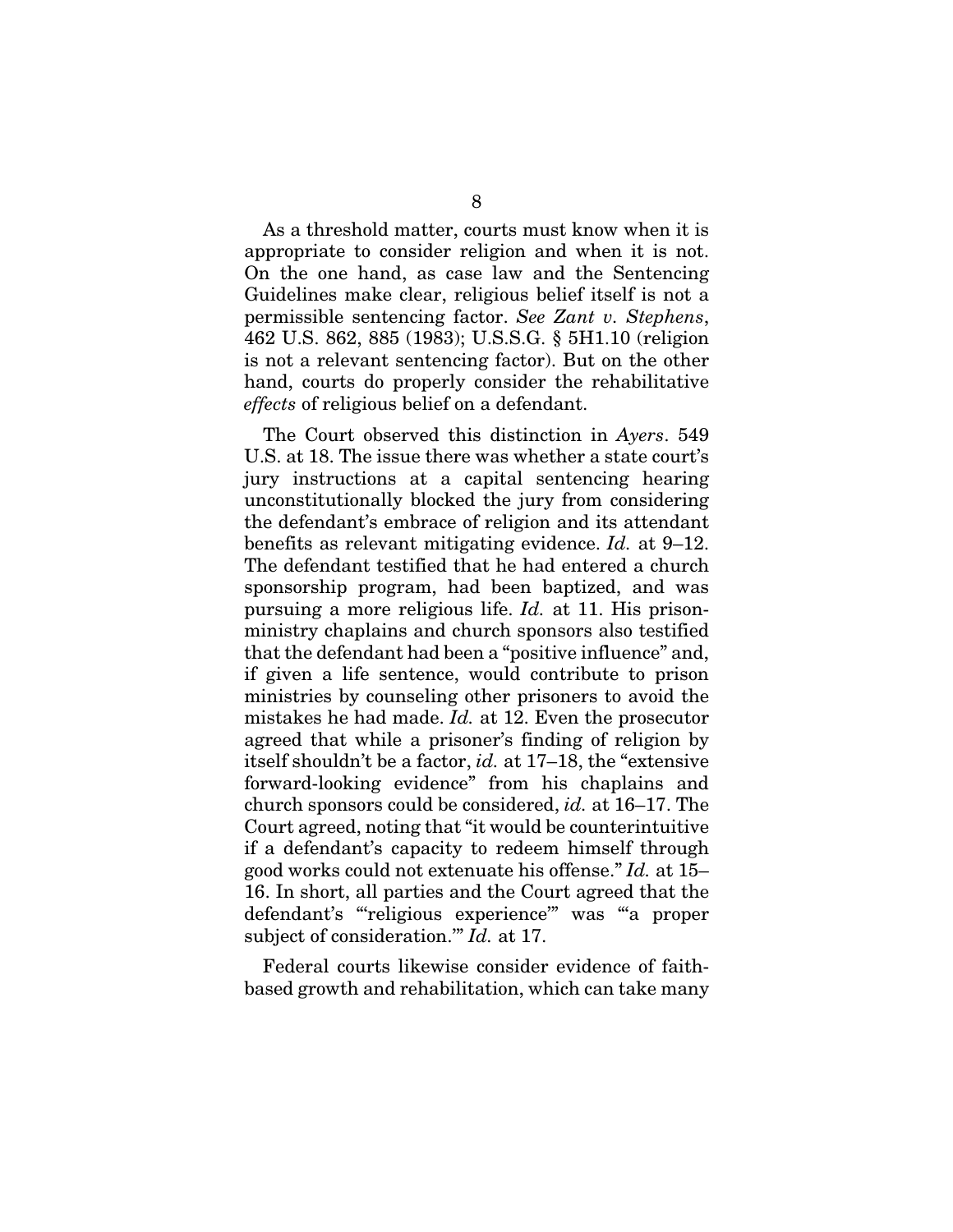As a threshold matter, courts must know when it is appropriate to consider religion and when it is not. On the one hand, as case law and the Sentencing Guidelines make clear, religious belief itself is not a permissible sentencing factor. *See Zant v. Stephens*, 462 U.S. 862, 885 (1983); U.S.S.G. § 5H1.10 (religion is not a relevant sentencing factor). But on the other hand, courts do properly consider the rehabilitative *effects* of religious belief on a defendant.

The Court observed this distinction in *Ayers*. 549 U.S. at 18. The issue there was whether a state court's jury instructions at a capital sentencing hearing unconstitutionally blocked the jury from considering the defendant's embrace of religion and its attendant benefits as relevant mitigating evidence. *Id.* at 9–12. The defendant testified that he had entered a church sponsorship program, had been baptized, and was pursuing a more religious life. *Id.* at 11. His prison-ministry chaplains and church sponsors also testified that the defendant had been a "positive influence" and, if given a life sentence, would contribute to prison ministries by counseling other prisoners to avoid the mistakes he had made. *Id.* at 12. Even the prosecutor agreed that while a prisoner's finding of religion by itself shouldn't be a factor, *id.* at 17–18, the "extensive forward-looking evidence" from his chaplains and church sponsors could be considered, *id.* at 16–17. The Court agreed, noting that "it would be counterintuitive if a defendant's capacity to redeem himself through good works could not extenuate his offense." *Id.* at 15–16. In short, all parties and the Court agreed that the defendant's "'religious experience'" was "'a proper subject of consideration.'" *Id.* at 17.

Federal courts likewise consider evidence of faith-based growth and rehabilitation, which can take many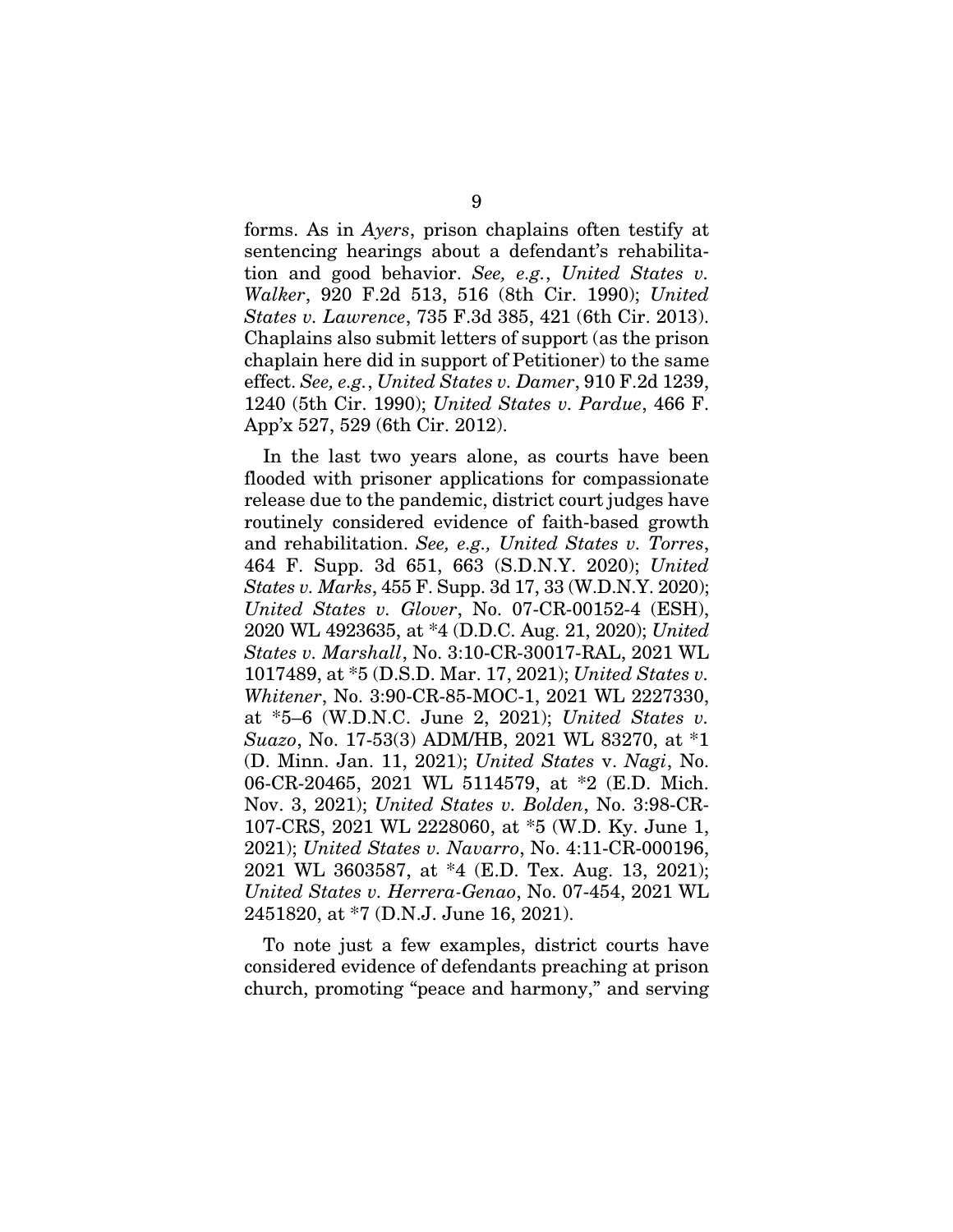forms. As in *Ayers*, prison chaplains often testify at sentencing hearings about a defendant's rehabilitation and good behavior. *See, e.g.*, *United States v. Walker*, 920 F.2d 513, 516 (8th Cir. 1990); *United States v. Lawrence*, 735 F.3d 385, 421 (6th Cir. 2013). Chaplains also submit letters of support (as the prison chaplain here did in support of Petitioner) to the same effect. *See, e.g.*, *United States v. Damer*, 910 F.2d 1239, 1240 (5th Cir. 1990); *United States v. Pardue*, 466 F. App'x 527, 529 (6th Cir. 2012).

In the last two years alone, as courts have been flooded with prisoner applications for compassionate release due to the pandemic, district court judges have routinely considered evidence of faith-based growth and rehabilitation. *See, e.g., United States v. Torres*, 464 F. Supp. 3d 651, 663 (S.D.N.Y. 2020); *United States v. Marks*, 455 F. Supp. 3d 17, 33 (W.D.N.Y. 2020); *United States v. Glover*, No. 07-CR-00152-4 (ESH), 2020 WL 4923635, at *4 (D.D.C. Aug. 21, 2020); *United States v. Marshall*, No. 3:10-CR-30017-RAL, 2021 WL 1017489, at *5 (D.S.D. Mar. 17, 2021); *United States v. Whitener*, No. 3:90-CR-85-MOC-1, 2021 WL 2227330, at *5–6 (W.D.N.C. June 2, 2021); *United States v. Suazo*, No. 17-53(3) ADM/HB, 2021 WL 83270, at *1 (D. Minn. Jan. 11, 2021); *United States* v. *Nagi*, No. 06-CR-20465, 2021 WL 5114579, at *2 (E.D. Mich. Nov. 3, 2021); *United States v. Bolden*, No. 3:98-CR-107-CRS, 2021 WL 2228060, at *5 (W.D. Ky. June 1, 2021); *United States v. Navarro*, No. 4:11-CR-000196, 2021 WL 3603587, at *4 (E.D. Tex. Aug. 13, 2021); *United States v. Herrera-Genao*, No. 07-454, 2021 WL 2451820, at *7 (D.N.J. June 16, 2021).

To note just a few examples, district courts have considered evidence of defendants preaching at prison church, promoting "peace and harmony," and serving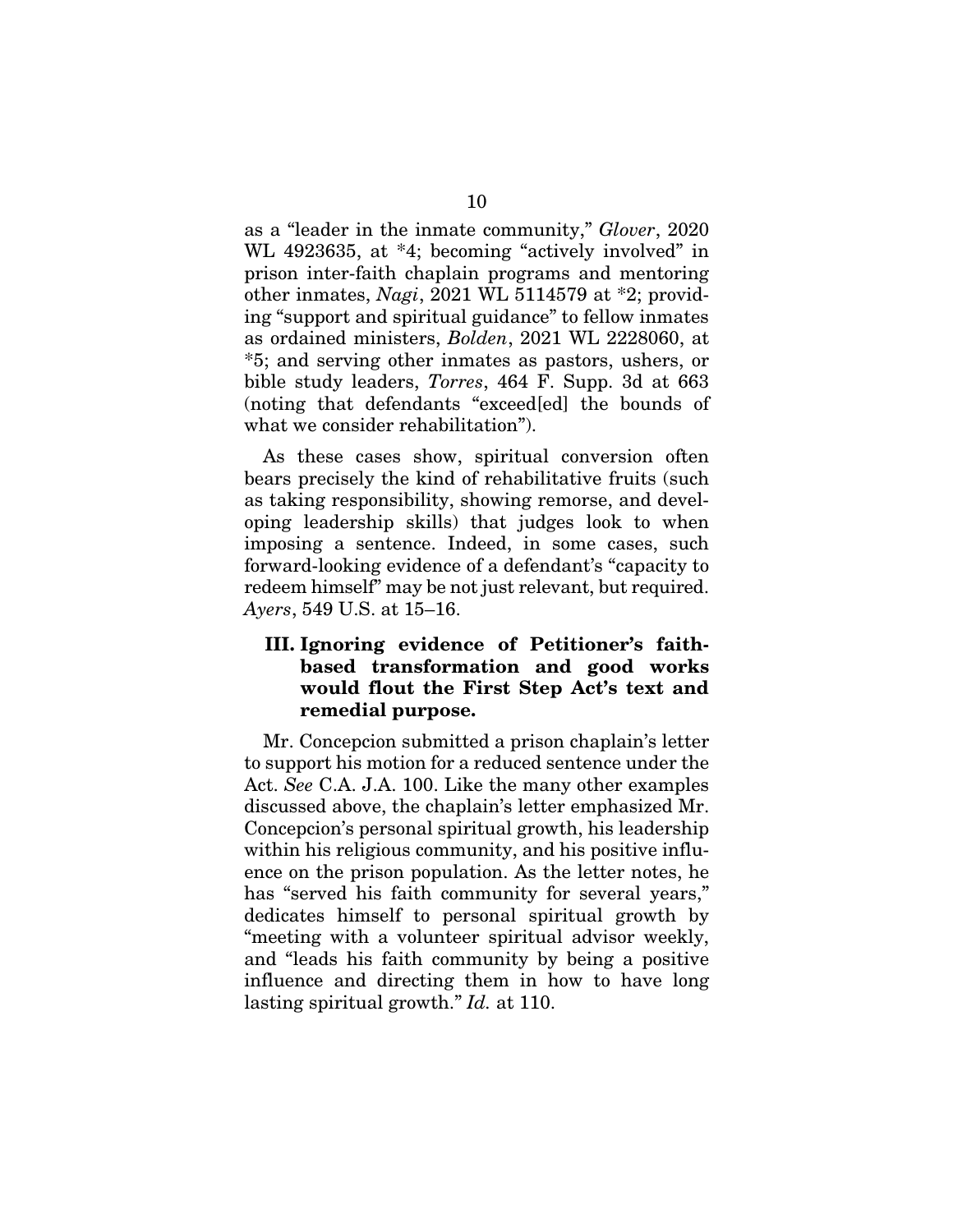as a "leader in the inmate community," *Glover*, 2020 WL 4923635, at *4; becoming "actively involved" in prison inter-faith chaplain programs and mentoring other inmates, *Nagi*, 2021 WL 5114579 at *2; providing "support and spiritual guidance" to fellow inmates as ordained ministers, *Bolden*, 2021 WL 2228060, at *5; and serving other inmates as pastors, ushers, or bible study leaders, *Torres*, 464 F. Supp. 3d at 663 (noting that defendants "exceed[ed] the bounds of what we consider rehabilitation").

As these cases show, spiritual conversion often bears precisely the kind of rehabilitative fruits (such as taking responsibility, showing remorse, and developing leadership skills) that judges look to when imposing a sentence. Indeed, in some cases, such forward-looking evidence of a defendant's "capacity to redeem himself" may be not just relevant, but required. *Ayers*, 549 U.S. at 15–16.

### III. Ignoring evidence of Petitioner's faith-based transformation and good works would flout the First Step Act's text and remedial purpose.

Mr. Concepcion submitted a prison chaplain's letter to support his motion for a reduced sentence under the Act. *See* C.A. J.A. 100. Like the many other examples discussed above, the chaplain's letter emphasized Mr. Concepcion's personal spiritual growth, his leadership within his religious community, and his positive influence on the prison population. As the letter notes, he has "served his faith community for several years," dedicates himself to personal spiritual growth by "meeting with a volunteer spiritual advisor weekly, and "leads his faith community by being a positive influence and directing them in how to have long lasting spiritual growth." *Id.* at 110.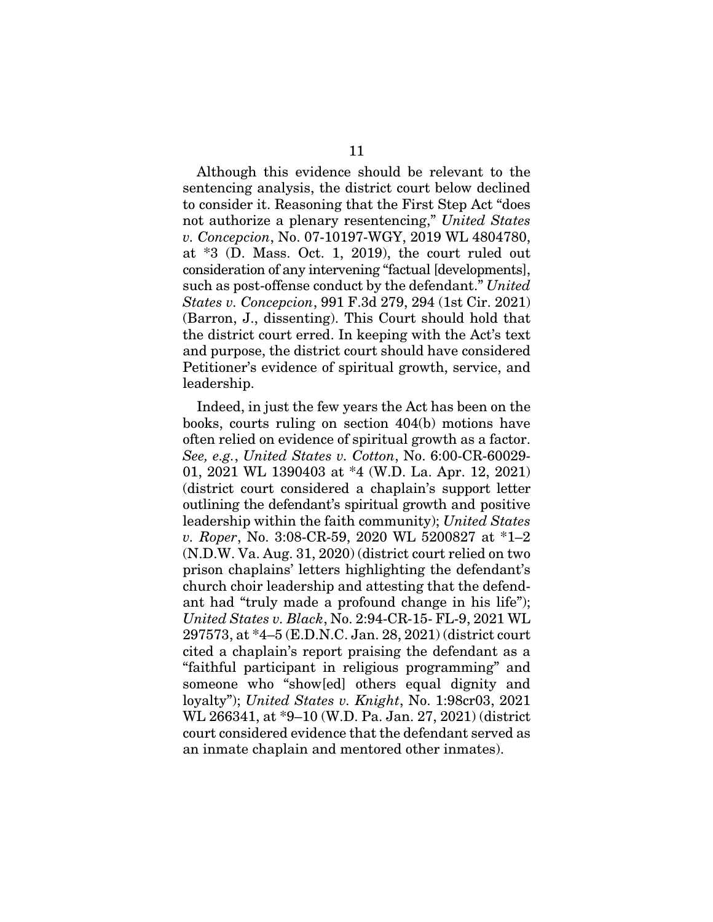Although this evidence should be relevant to the sentencing analysis, the district court below declined to consider it. Reasoning that the First Step Act "does not authorize a plenary resentencing," *United States v. Concepcion*, No. 07-10197-WGY, 2019 WL 4804780, at *3 (D. Mass. Oct. 1, 2019), the court ruled out consideration of any intervening "factual [developments], such as post-offense conduct by the defendant." *United States v. Concepcion*, 991 F.3d 279, 294 (1st Cir. 2021) (Barron, J., dissenting). This Court should hold that the district court erred. In keeping with the Act's text and purpose, the district court should have considered Petitioner's evidence of spiritual growth, service, and leadership.

Indeed, in just the few years the Act has been on the books, courts ruling on section 404(b) motions have often relied on evidence of spiritual growth as a factor. *See, e.g.*, *United States v. Cotton*, No. 6:00-CR-60029-01, 2021 WL 1390403 at *4 (W.D. La. Apr. 12, 2021) (district court considered a chaplain's support letter outlining the defendant's spiritual growth and positive leadership within the faith community); *United States v. Roper*, No. 3:08-CR-59, 2020 WL 5200827 at *1–2 (N.D.W. Va. Aug. 31, 2020) (district court relied on two prison chaplains' letters highlighting the defendant's church choir leadership and attesting that the defendant had "truly made a profound change in his life"); *United States v. Black*, No. 2:94-CR-15- FL-9, 2021 WL 297573, at *4–5 (E.D.N.C. Jan. 28, 2021) (district court cited a chaplain's report praising the defendant as a "faithful participant in religious programming" and someone who "show[ed] others equal dignity and loyalty"); *United States v. Knight*, No. 1:98cr03, 2021 WL 266341, at *9–10 (W.D. Pa. Jan. 27, 2021) (district court considered evidence that the defendant served as an inmate chaplain and mentored other inmates).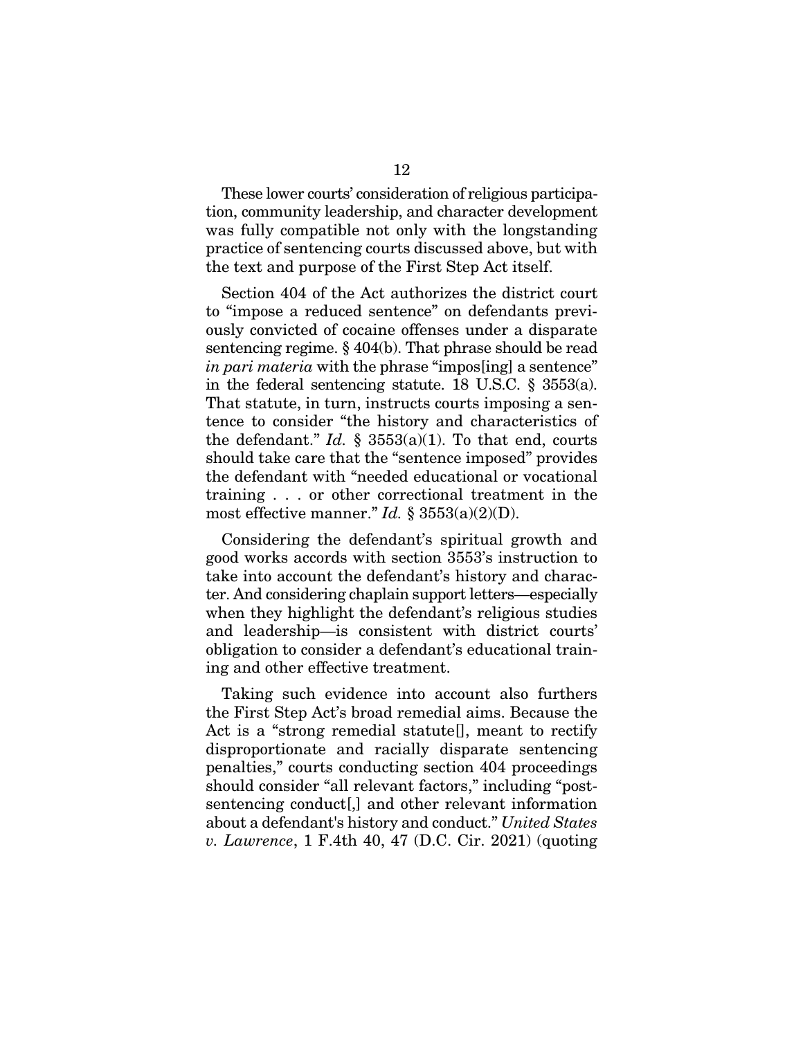These lower courts' consideration of religious participation, community leadership, and character development was fully compatible not only with the longstanding practice of sentencing courts discussed above, but with the text and purpose of the First Step Act itself.

Section 404 of the Act authorizes the district court to "impose a reduced sentence" on defendants previously convicted of cocaine offenses under a disparate sentencing regime. § 404(b). That phrase should be read *in pari materia* with the phrase "impos[ing] a sentence" in the federal sentencing statute. 18 U.S.C. § 3553(a). That statute, in turn, instructs courts imposing a sentence to consider "the history and characteristics of the defendant." *Id.* § 3553(a)(1). To that end, courts should take care that the "sentence imposed" provides the defendant with "needed educational or vocational training . . . or other correctional treatment in the most effective manner." *Id.* § 3553(a)(2)(D).

Considering the defendant's spiritual growth and good works accords with section 3553's instruction to take into account the defendant's history and character. And considering chaplain support letters—especially when they highlight the defendant's religious studies and leadership—is consistent with district courts' obligation to consider a defendant's educational training and other effective treatment.

Taking such evidence into account also furthers the First Step Act's broad remedial aims. Because the Act is a "strong remedial statute[], meant to rectify disproportionate and racially disparate sentencing penalties," courts conducting section 404 proceedings should consider "all relevant factors," including "post-sentencing conduct[,] and other relevant information about a defendant's history and conduct." *United States v. Lawrence*, 1 F.4th 40, 47 (D.C. Cir. 2021) (quoting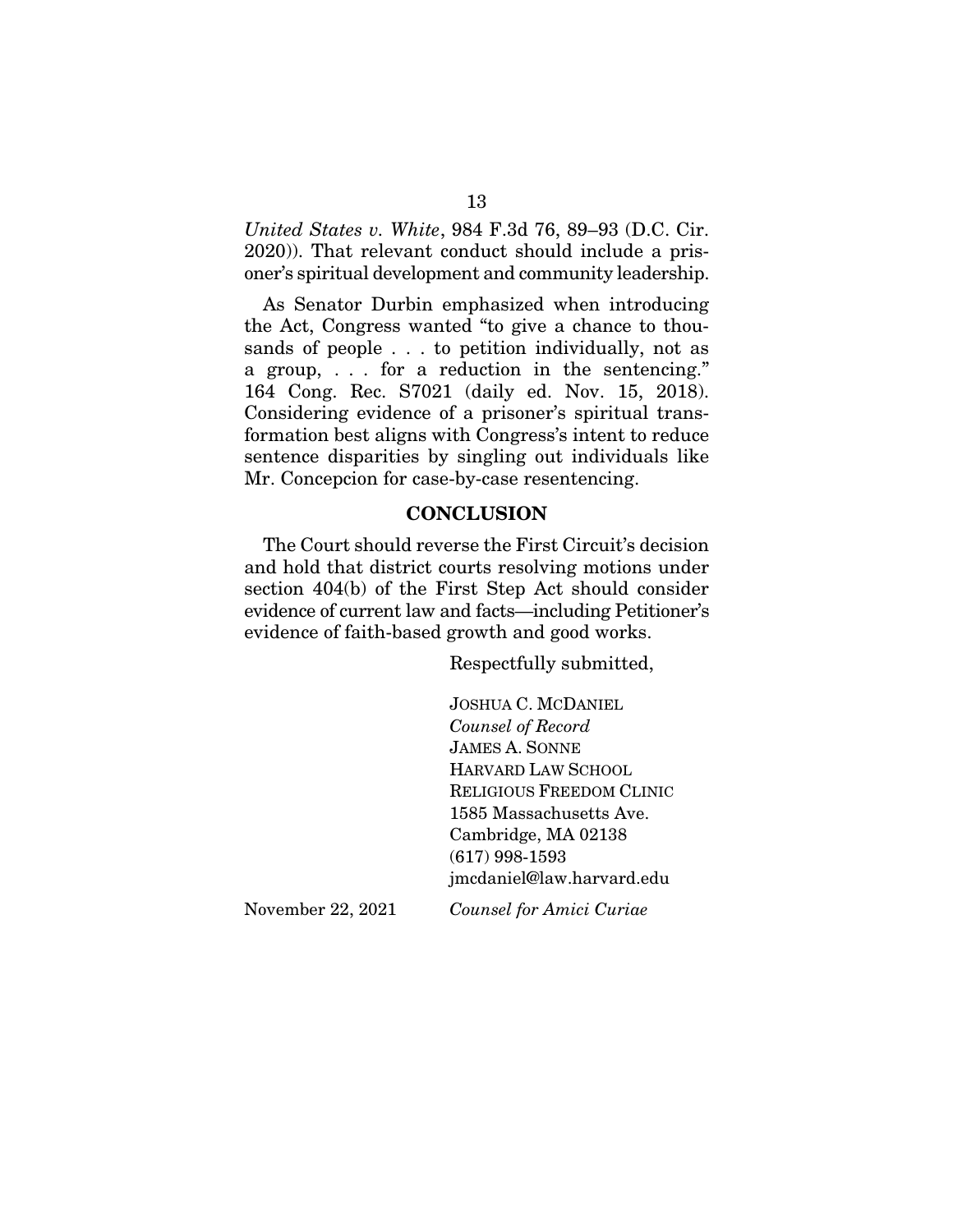*United States v. White*, 984 F.3d 76, 89–93 (D.C. Cir. 2020)). That relevant conduct should include a prisoner's spiritual development and community leadership.

As Senator Durbin emphasized when introducing the Act, Congress wanted "to give a chance to thousands of people . . . to petition individually, not as a group, . . . for a reduction in the sentencing." 164 Cong. Rec. S7021 (daily ed. Nov. 15, 2018). Considering evidence of a prisoner's spiritual transformation best aligns with Congress's intent to reduce sentence disparities by singling out individuals like Mr. Concepcion for case-by-case resentencing.

## CONCLUSION

The Court should reverse the First Circuit's decision and hold that district courts resolving motions under section 404(b) of the First Step Act should consider evidence of current law and facts—including Petitioner's evidence of faith-based growth and good works.

Respectfully submitted,

JOSHUA C. MCDANIEL
*Counsel of Record*
JAMES A. SONNE
HARVARD LAW SCHOOL
RELIGIOUS FREEDOM CLINIC
1585 Massachusetts Ave.
Cambridge, MA 02138
(617) 998-1593
jmcdaniel@law.harvard.edu

November 22, 2021

*Counsel for Amici Curiae*